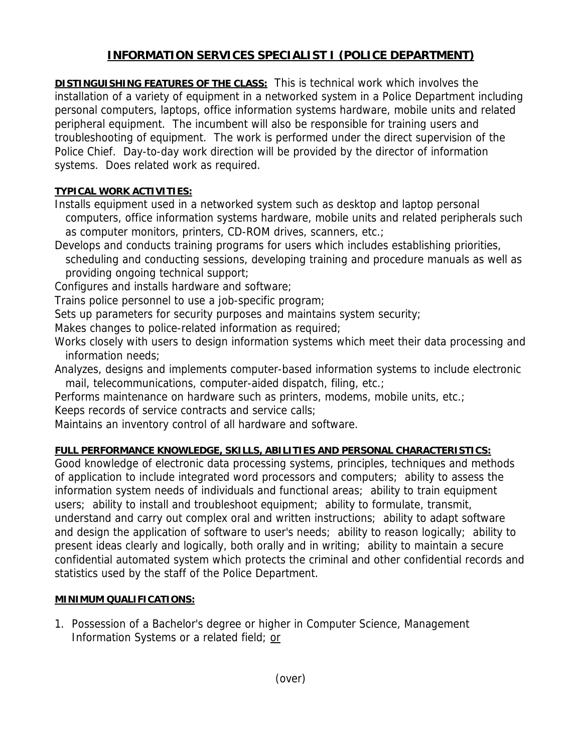# INFORMATION SERVICES SPECIALIST I (POLICE DEPARTMENT)

**DISTINGUISHING FEATURES OF THE CLASS:** This is technical work which involves the installation of a variety of equipment in a networked system in a Police Department including personal computers, laptops, office information systems hardware, mobile units and related peripheral equipment. The incumbent will also be responsible for training users and troubleshooting of equipment. The work is performed under the direct supervision of the Police Chief. Day-to-day work direction will be provided by the director of information systems. Does related work as required.

**TYPICAL WORK ACTIVITIES:**

Installs equipment used in a networked system such as desktop and laptop personal computers, office information systems hardware, mobile units and related peripherals such as computer monitors, printers, CD-ROM drives, scanners, etc.;

Develops and conducts training programs for users which includes establishing priorities, scheduling and conducting sessions, developing training and procedure manuals as well as providing ongoing technical support;

Configures and installs hardware and software;

Trains police personnel to use a job-specific program;

Sets up parameters for security purposes and maintains system security;

Makes changes to police-related information as required;

Works closely with users to design information systems which meet their data processing and information needs;

Analyzes, designs and implements computer-based information systems to include electronic mail, telecommunications, computer-aided dispatch, filing, etc.;

Performs maintenance on hardware such as printers, modems, mobile units, etc.;

Keeps records of service contracts and service calls;

Maintains an inventory control of all hardware and software.

**FULL PERFORMANCE KNOWLEDGE, SKILLS, ABILITIES AND PERSONAL CHARACTERISTICS:**

Good knowledge of electronic data processing systems, principles, techniques and methods of application to include integrated word processors and computers; ability to assess the information system needs of individuals and functional areas; ability to train equipment users; ability to install and troubleshoot equipment; ability to formulate, transmit, understand and carry out complex oral and written instructions; ability to adapt software and design the application of software to user's needs; ability to reason logically; ability to present ideas clearly and logically, both orally and in writing; ability to maintain a secure confidential automated system which protects the criminal and other confidential records and statistics used by the staff of the Police Department.

**MINIMUM QUALIFICATIONS:**

1. Possession of a Bachelor's degree or higher in Computer Science, Management Information Systems or a related field; or

(over)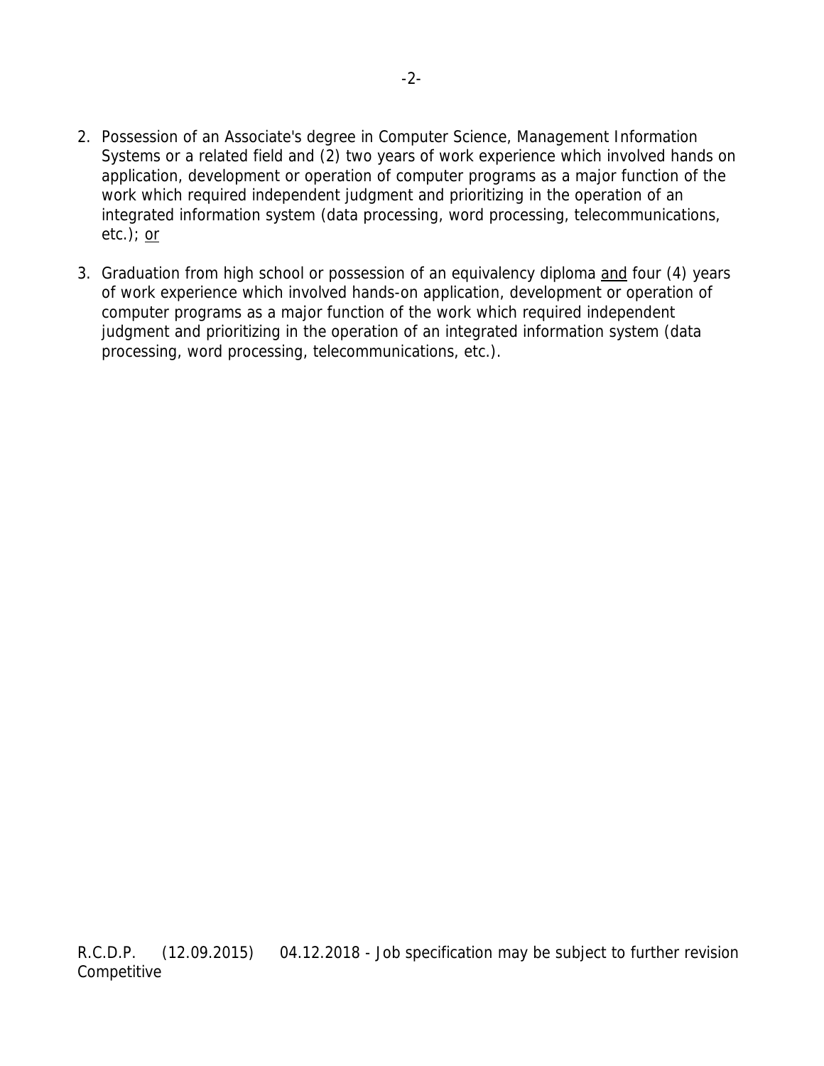2. Possession of an Associate's degree in Computer Science, Management Information Systems or a related field and (2) two years of work experience which involved hands on application, development or operation of computer programs as a major function of the work which required independent judgment and prioritizing in the operation of an integrated information system (data processing, word processing, telecommunications, etc.); <u>or</u>

3. Graduation from high school or possession of an equivalency diploma <u>and</u> four (4) years of work experience which involved hands-on application, development or operation of computer programs as a major function of the work which required independent judgment and prioritizing in the operation of an integrated information system (data processing, word processing, telecommunications, etc.).

R.C.D.P. (12.09.2015) 04.12.2018 - Job specification may be subject to further revision
Competitive